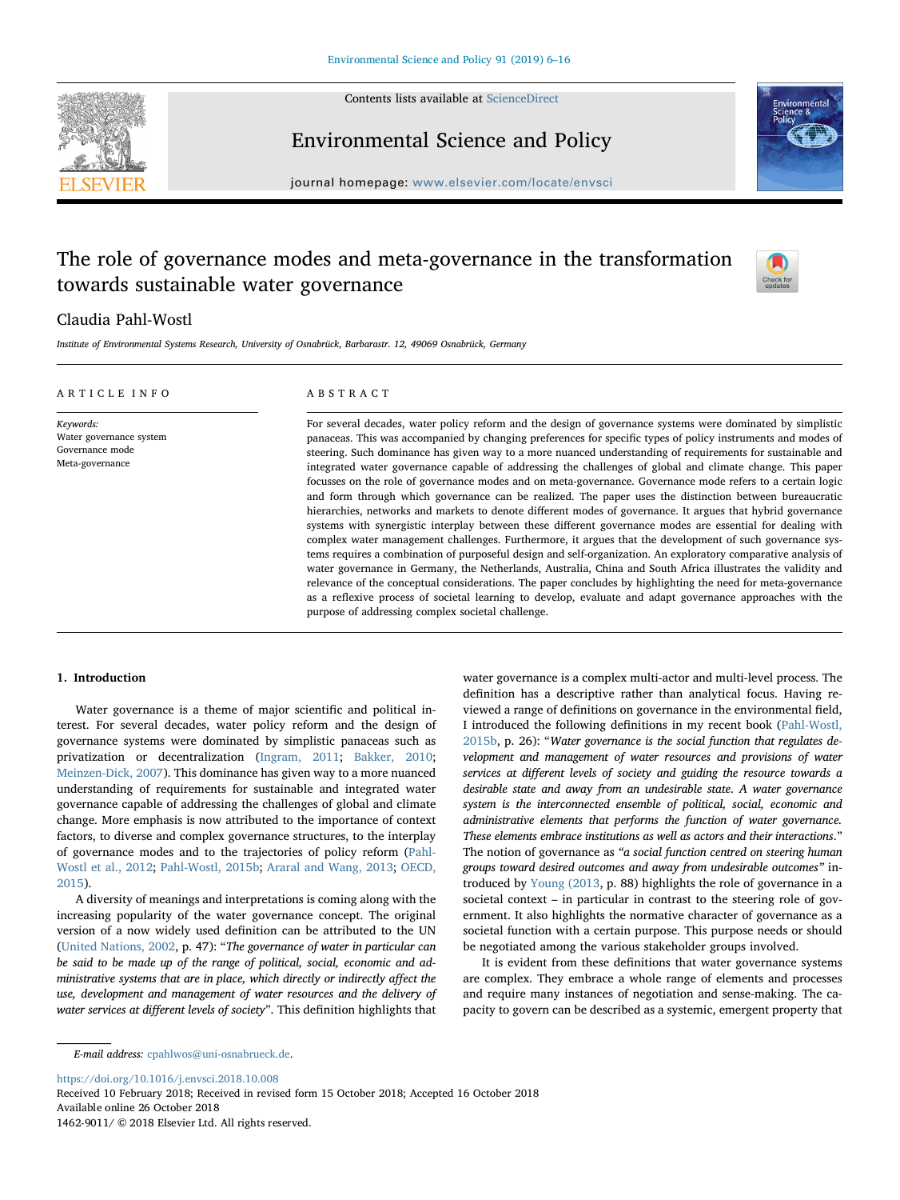# The role of governance modes and meta-governance in the transformation towards sustainable water governance

Claudia Pahl-Wostl

*Institute of Environmental Systems Research, University of Osnabrück, Barbarastr. 12, 49069 Osnabrück, Germany*

## ARTICLE INFO

*Keywords:*
Water governance system
Governance mode
Meta-governance

## ABSTRACT

For several decades, water policy reform and the design of governance systems were dominated by simplistic panaceas. This was accompanied by changing preferences for specific types of policy instruments and modes of steering. Such dominance has given way to a more nuanced understanding of requirements for sustainable and integrated water governance capable of addressing the challenges of global and climate change. This paper focusses on the role of governance modes and on meta-governance. Governance mode refers to a certain logic and form through which governance can be realized. The paper uses the distinction between bureaucratic hierarchies, networks and markets to denote different modes of governance. It argues that hybrid governance systems with synergistic interplay between these different governance modes are essential for dealing with complex water management challenges. Furthermore, it argues that the development of such governance systems requires a combination of purposeful design and self-organization. An exploratory comparative analysis of water governance in Germany, the Netherlands, Australia, China and South Africa illustrates the validity and relevance of the conceptual considerations. The paper concludes by highlighting the need for meta-governance as a reflexive process of societal learning to develop, evaluate and adapt governance approaches with the purpose of addressing complex societal challenge.

## 1. Introduction

Water governance is a theme of major scientific and political interest. For several decades, water policy reform and the design of governance systems were dominated by simplistic panaceas such as privatization or decentralization (Ingram, 2011; Bakker, 2010; Meinzen-Dick, 2007). This dominance has given way to a more nuanced understanding of requirements for sustainable and integrated water governance capable of addressing the challenges of global and climate change. More emphasis is now attributed to the importance of context factors, to diverse and complex governance structures, to the interplay of governance modes and to the trajectories of policy reform (Pahl-Wostl et al., 2012; Pahl-Wostl, 2015b; Araral and Wang, 2013; OECD, 2015).

A diversity of meanings and interpretations is coming along with the increasing popularity of the water governance concept. The original version of a now widely used definition can be attributed to the UN (United Nations, 2002, p. 47): "*The governance of water in particular can be said to be made up of the range of political, social, economic and administrative systems that are in place, which directly or indirectly affect the use, development and management of water resources and the delivery of water services at different levels of society*". This definition highlights that water governance is a complex multi-actor and multi-level process. The definition has a descriptive rather than analytical focus. Having reviewed a range of definitions on governance in the environmental field, I introduced the following definitions in my recent book (Pahl-Wostl, 2015b, p. 26): "*Water governance is the social function that regulates development and management of water resources and provisions of water services at different levels of society and guiding the resource towards a desirable state and away from an undesirable state. A water governance system is the interconnected ensemble of political, social, economic and administrative elements that performs the function of water governance. These elements embrace institutions as well as actors and their interactions*." The notion of governance as *"a social function centred on steering human groups toward desired outcomes and away from undesirable outcomes"* introduced by Young (2013, p. 88) highlights the role of governance in a societal context – in particular in contrast to the steering role of government. It also highlights the normative character of governance as a societal function with a certain purpose. This purpose needs or should be negotiated among the various stakeholder groups involved.

It is evident from these definitions that water governance systems are complex. They embrace a whole range of elements and processes and require many instances of negotiation and sense-making. The capacity to govern can be described as a systemic, emergent property that

---

*E-mail address:* cpahlwos@uni-osnabrueck.de.

https://doi.org/10.1016/j.envsci.2018.10.008
Received 10 February 2018; Received in revised form 15 October 2018; Accepted 16 October 2018
Available online 26 October 2018
1462-9011/ © 2018 Elsevier Ltd. All rights reserved.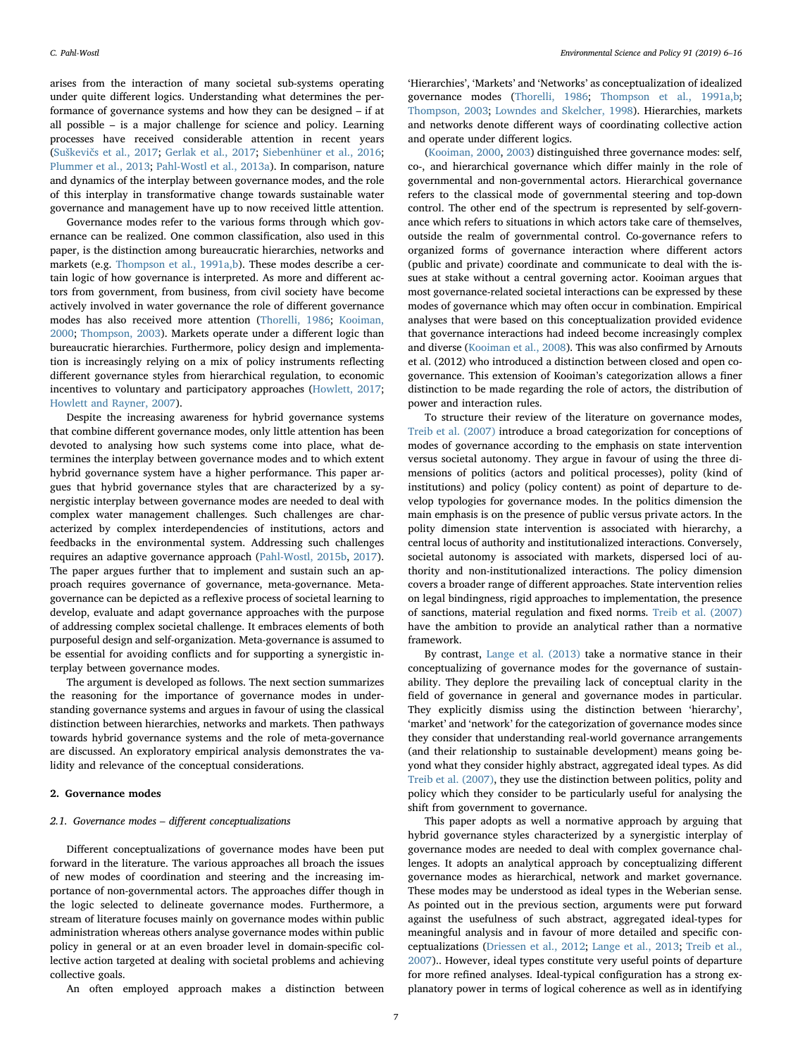arises from the interaction of many societal sub-systems operating under quite different logics. Understanding what determines the performance of governance systems and how they can be designed – if at all possible – is a major challenge for science and policy. Learning processes have received considerable attention in recent years (Suškevičs et al., 2017; Gerlak et al., 2017; Siebenhüner et al., 2016; Plummer et al., 2013; Pahl-Wostl et al., 2013a). In comparison, nature and dynamics of the interplay between governance modes, and the role of this interplay in transformative change towards sustainable water governance and management have up to now received little attention.

Governance modes refer to the various forms through which governance can be realized. One common classification, also used in this paper, is the distinction among bureaucratic hierarchies, networks and markets (e.g. Thompson et al., 1991a,b). These modes describe a certain logic of how governance is interpreted. As more and different actors from government, from business, from civil society have become actively involved in water governance the role of different governance modes has also received more attention (Thorelli, 1986; Kooiman, 2000; Thompson, 2003). Markets operate under a different logic than bureaucratic hierarchies. Furthermore, policy design and implementation is increasingly relying on a mix of policy instruments reflecting different governance styles from hierarchical regulation, to economic incentives to voluntary and participatory approaches (Howlett, 2017; Howlett and Rayner, 2007).

Despite the increasing awareness for hybrid governance systems that combine different governance modes, only little attention has been devoted to analysing how such systems come into place, what determines the interplay between governance modes and to which extent hybrid governance system have a higher performance. This paper argues that hybrid governance styles that are characterized by a synergistic interplay between governance modes are needed to deal with complex water management challenges. Such challenges are characterized by complex interdependencies of institutions, actors and feedbacks in the environmental system. Addressing such challenges requires an adaptive governance approach (Pahl-Wostl, 2015b, 2017). The paper argues further that to implement and sustain such an approach requires governance of governance, meta-governance. Meta-governance can be depicted as a reflexive process of societal learning to develop, evaluate and adapt governance approaches with the purpose of addressing complex societal challenge. It embraces elements of both purposeful design and self-organization. Meta-governance is assumed to be essential for avoiding conflicts and for supporting a synergistic interplay between governance modes.

The argument is developed as follows. The next section summarizes the reasoning for the importance of governance modes in understanding governance systems and argues in favour of using the classical distinction between hierarchies, networks and markets. Then pathways towards hybrid governance systems and the role of meta-governance are discussed. An exploratory empirical analysis demonstrates the validity and relevance of the conceptual considerations.

## 2. Governance modes

### 2.1. Governance modes – different conceptualizations

Different conceptualizations of governance modes have been put forward in the literature. The various approaches all broach the issues of new modes of coordination and steering and the increasing importance of non-governmental actors. The approaches differ though in the logic selected to delineate governance modes. Furthermore, a stream of literature focuses mainly on governance modes within public administration whereas others analyse governance modes within public policy in general or at an even broader level in domain-specific collective action targeted at dealing with societal problems and achieving collective goals.

An often employed approach makes a distinction between 'Hierarchies', 'Markets' and 'Networks' as conceptualization of idealized governance modes (Thorelli, 1986; Thompson et al., 1991a,b; Thompson, 2003; Lowndes and Skelcher, 1998). Hierarchies, markets and networks denote different ways of coordinating collective action and operate under different logics.

(Kooiman, 2000, 2003) distinguished three governance modes: self, co-, and hierarchical governance which differ mainly in the role of governmental and non-governmental actors. Hierarchical governance refers to the classical mode of governmental steering and top-down control. The other end of the spectrum is represented by self-governance which refers to situations in which actors take care of themselves, outside the realm of governmental control. Co-governance refers to organized forms of governance interaction where different actors (public and private) coordinate and communicate to deal with the issues at stake without a central governing actor. Kooiman argues that most governance-related societal interactions can be expressed by these modes of governance which may often occur in combination. Empirical analyses that were based on this conceptualization provided evidence that governance interactions had indeed become increasingly complex and diverse (Kooiman et al., 2008). This was also confirmed by Arnouts et al. (2012) who introduced a distinction between closed and open co-governance. This extension of Kooiman's categorization allows a finer distinction to be made regarding the role of actors, the distribution of power and interaction rules.

To structure their review of the literature on governance modes, Treib et al. (2007) introduce a broad categorization for conceptions of modes of governance according to the emphasis on state intervention versus societal autonomy. They argue in favour of using the three dimensions of politics (actors and political processes), polity (kind of institutions) and policy (policy content) as point of departure to develop typologies for governance modes. In the politics dimension the main emphasis is on the presence of public versus private actors. In the polity dimension state intervention is associated with hierarchy, a central locus of authority and institutionalized interactions. Conversely, societal autonomy is associated with markets, dispersed loci of authority and non-institutionalized interactions. The policy dimension covers a broader range of different approaches. State intervention relies on legal bindingness, rigid approaches to implementation, the presence of sanctions, material regulation and fixed norms. Treib et al. (2007) have the ambition to provide an analytical rather than a normative framework.

By contrast, Lange et al. (2013) take a normative stance in their conceptualizing of governance modes for the governance of sustainability. They deplore the prevailing lack of conceptual clarity in the field of governance in general and governance modes in particular. They explicitly dismiss using the distinction between 'hierarchy', 'market' and 'network' for the categorization of governance modes since they consider that understanding real-world governance arrangements (and their relationship to sustainable development) means going beyond what they consider highly abstract, aggregated ideal types. As did Treib et al. (2007), they use the distinction between politics, polity and policy which they consider to be particularly useful for analysing the shift from government to governance.

This paper adopts as well a normative approach by arguing that hybrid governance styles characterized by a synergistic interplay of governance modes are needed to deal with complex governance challenges. It adopts an analytical approach by conceptualizing different governance modes as hierarchical, network and market governance. These modes may be understood as ideal types in the Weberian sense. As pointed out in the previous section, arguments were put forward against the usefulness of such abstract, aggregated ideal-types for meaningful analysis and in favour of more detailed and specific conceptualizations (Driessen et al., 2012; Lange et al., 2013; Treib et al., 2007).. However, ideal types constitute very useful points of departure for more refined analyses. Ideal-typical configuration has a strong explanatory power in terms of logical coherence as well as in identifying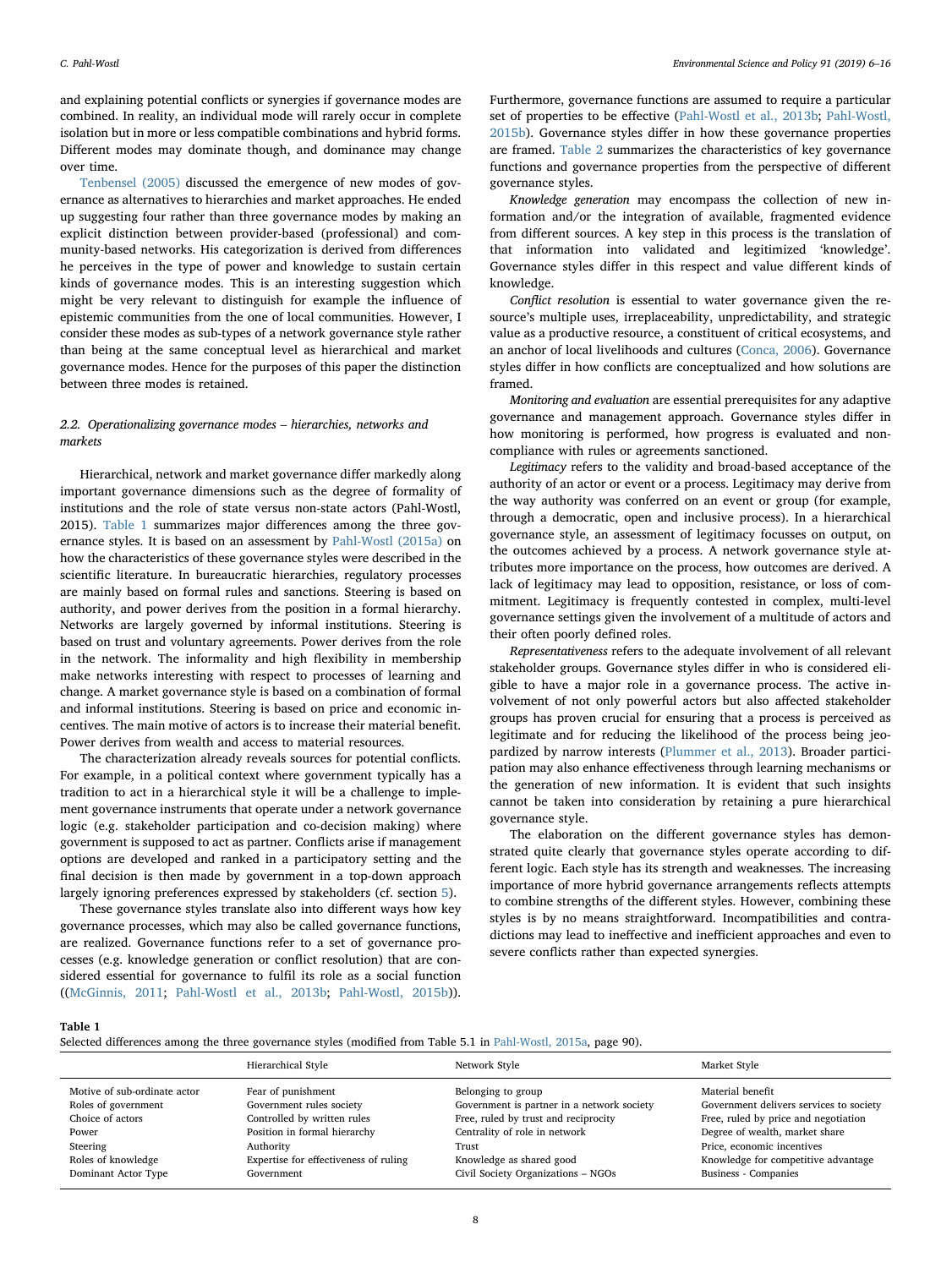and explaining potential conflicts or synergies if governance modes are combined. In reality, an individual mode will rarely occur in complete isolation but in more or less compatible combinations and hybrid forms. Different modes may dominate though, and dominance may change over time.

Tenbensel (2005) discussed the emergence of new modes of governance as alternatives to hierarchies and market approaches. He ended up suggesting four rather than three governance modes by making an explicit distinction between provider-based (professional) and community-based networks. His categorization is derived from differences he perceives in the type of power and knowledge to sustain certain kinds of governance modes. This is an interesting suggestion which might be very relevant to distinguish for example the influence of epistemic communities from the one of local communities. However, I consider these modes as sub-types of a network governance style rather than being at the same conceptual level as hierarchical and market governance modes. Hence for the purposes of this paper the distinction between three modes is retained.

### 2.2. Operationalizing governance modes – hierarchies, networks and markets

Hierarchical, network and market governance differ markedly along important governance dimensions such as the degree of formality of institutions and the role of state versus non-state actors (Pahl-Wostl, 2015). Table 1 summarizes major differences among the three governance styles. It is based on an assessment by Pahl-Wostl (2015a) on how the characteristics of these governance styles were described in the scientific literature. In bureaucratic hierarchies, regulatory processes are mainly based on formal rules and sanctions. Steering is based on authority, and power derives from the position in a formal hierarchy. Networks are largely governed by informal institutions. Steering is based on trust and voluntary agreements. Power derives from the role in the network. The informality and high flexibility in membership make networks interesting with respect to processes of learning and change. A market governance style is based on a combination of formal and informal institutions. Steering is based on price and economic incentives. The main motive of actors is to increase their material benefit. Power derives from wealth and access to material resources.

The characterization already reveals sources for potential conflicts. For example, in a political context where government typically has a tradition to act in a hierarchical style it will be a challenge to implement governance instruments that operate under a network governance logic (e.g. stakeholder participation and co-decision making) where government is supposed to act as partner. Conflicts arise if management options are developed and ranked in a participatory setting and the final decision is then made by government in a top-down approach largely ignoring preferences expressed by stakeholders (cf. section 5).

These governance styles translate also into different ways how key governance processes, which may also be called governance functions, are realized. Governance functions refer to a set of governance processes (e.g. knowledge generation or conflict resolution) that are considered essential for governance to fulfil its role as a social function ((McGinnis, 2011; Pahl-Wostl et al., 2013b; Pahl-Wostl, 2015b)). Furthermore, governance functions are assumed to require a particular set of properties to be effective (Pahl-Wostl et al., 2013b; Pahl-Wostl, 2015b). Governance styles differ in how these governance properties are framed. Table 2 summarizes the characteristics of key governance functions and governance properties from the perspective of different governance styles.

*Knowledge generation* may encompass the collection of new information and/or the integration of available, fragmented evidence from different sources. A key step in this process is the translation of that information into validated and legitimized 'knowledge'. Governance styles differ in this respect and value different kinds of knowledge.

*Conflict resolution* is essential to water governance given the resource's multiple uses, irreplaceability, unpredictability, and strategic value as a productive resource, a constituent of critical ecosystems, and an anchor of local livelihoods and cultures (Conca, 2006). Governance styles differ in how conflicts are conceptualized and how solutions are framed.

*Monitoring and evaluation* are essential prerequisites for any adaptive governance and management approach. Governance styles differ in how monitoring is performed, how progress is evaluated and non-compliance with rules or agreements sanctioned.

*Legitimacy* refers to the validity and broad-based acceptance of the authority of an actor or event or a process. Legitimacy may derive from the way authority was conferred on an event or group (for example, through a democratic, open and inclusive process). In a hierarchical governance style, an assessment of legitimacy focusses on output, on the outcomes achieved by a process. A network governance style attributes more importance on the process, how outcomes are derived. A lack of legitimacy may lead to opposition, resistance, or loss of commitment. Legitimacy is frequently contested in complex, multi-level governance settings given the involvement of a multitude of actors and their often poorly defined roles.

*Representativeness* refers to the adequate involvement of all relevant stakeholder groups. Governance styles differ in who is considered eligible to have a major role in a governance process. The active involvement of not only powerful actors but also affected stakeholder groups has proven crucial for ensuring that a process is perceived as legitimate and for reducing the likelihood of the process being jeopardized by narrow interests (Plummer et al., 2013). Broader participation may also enhance effectiveness through learning mechanisms or the generation of new information. It is evident that such insights cannot be taken into consideration by retaining a pure hierarchical governance style.

The elaboration on the different governance styles has demonstrated quite clearly that governance styles operate according to different logic. Each style has its strength and weaknesses. The increasing importance of more hybrid governance arrangements reflects attempts to combine strengths of the different styles. However, combining these styles is by no means straightforward. Incompatibilities and contradictions may lead to ineffective and inefficient approaches and even to severe conflicts rather than expected synergies.

**Table 1**
Selected differences among the three governance styles (modified from Table 5.1 in Pahl-Wostl, 2015a, page 90).

| | Hierarchical Style | Network Style | Market Style |
|---|---|---|---|
| Motive of sub-ordinate actor | Fear of punishment | Belonging to group | Material benefit |
| Roles of government | Government rules society | Government is partner in a network society | Government delivers services to society |
| Choice of actors | Controlled by written rules | Free, ruled by trust and reciprocity | Free, ruled by price and negotiation |
| Power | Position in formal hierarchy | Centrality of role in network | Degree of wealth, market share |
| Steering | Authority | Trust | Price, economic incentives |
| Roles of knowledge | Expertise for effectiveness of ruling | Knowledge as shared good | Knowledge for competitive advantage |
| Dominant Actor Type | Government | Civil Society Organizations – NGOs | Business - Companies |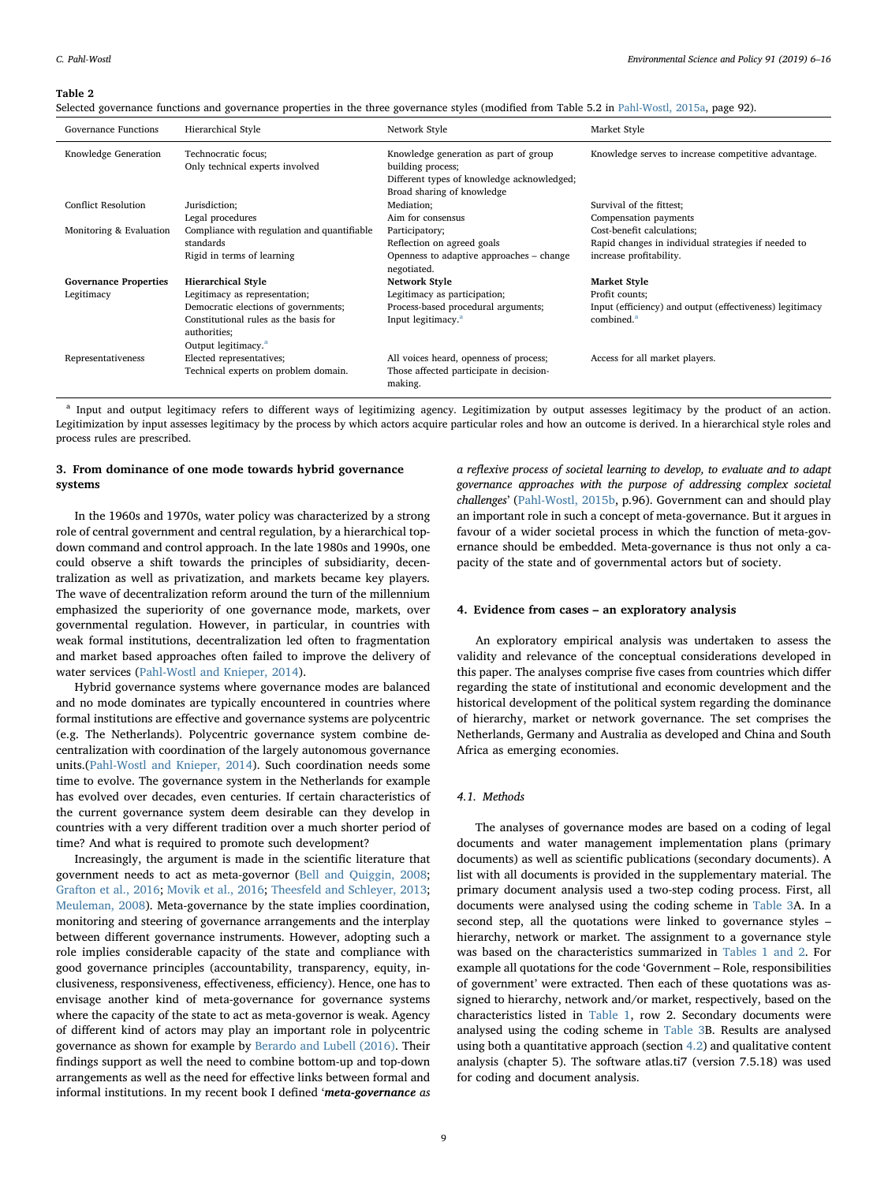**Table 2**

Selected governance functions and governance properties in the three governance styles (modified from Table 5.2 in Pahl-Wostl, 2015a, page 92).

| Governance Functions | Hierarchical Style | Network Style | Market Style |
|---|---|---|---|
| Knowledge Generation | Technocratic focus; Only technical experts involved | Knowledge generation as part of group building process; Different types of knowledge acknowledged; Broad sharing of knowledge | Knowledge serves to increase competitive advantage. |
| Conflict Resolution | Jurisdiction; Legal procedures | Mediation; Aim for consensus | Survival of the fittest; Compensation payments |
| Monitoring & Evaluation | Compliance with regulation and quantifiable standards Rigid in terms of learning | Participatory; Reflection on agreed goals Openness to adaptive approaches – change negotiated. | Cost-benefit calculations; Rapid changes in individual strategies if needed to increase profitability. |
| **Governance Properties** | **Hierarchical Style** | **Network Style** | **Market Style** |
| Legitimacy | Legitimacy as representation; Democratic elections of governments; Constitutional rules as the basis for authorities; Output legitimacy.[a] | Legitimacy as participation; Process-based procedural arguments; Input legitimacy.[a] | Profit counts; Input (efficiency) and output (effectiveness) legitimacy combined.[a] |
| Representativeness | Elected representatives; Technical experts on problem domain. | All voices heard, openness of process; Those affected participate in decision-making. | Access for all market players. |

[a] Input and output legitimacy refers to different ways of legitimizing agency. Legitimization by output assesses legitimacy by the product of an action. Legitimization by input assesses legitimacy by the process by which actors acquire particular roles and how an outcome is derived. In a hierarchical style roles and process rules are prescribed.

## 3. From dominance of one mode towards hybrid governance systems

In the 1960s and 1970s, water policy was characterized by a strong role of central government and central regulation, by a hierarchical top-down command and control approach. In the late 1980s and 1990s, one could observe a shift towards the principles of subsidiarity, decentralization as well as privatization, and markets became key players. The wave of decentralization reform around the turn of the millennium emphasized the superiority of one governance mode, markets, over governmental regulation. However, in particular, in countries with weak formal institutions, decentralization led often to fragmentation and market based approaches often failed to improve the delivery of water services (Pahl-Wostl and Knieper, 2014).

Hybrid governance systems where governance modes are balanced and no mode dominates are typically encountered in countries where formal institutions are effective and governance systems are polycentric (e.g. The Netherlands). Polycentric governance system combine decentralization with coordination of the largely autonomous governance units.(Pahl-Wostl and Knieper, 2014). Such coordination needs some time to evolve. The governance system in the Netherlands for example has evolved over decades, even centuries. If certain characteristics of the current governance system deem desirable can they develop in countries with a very different tradition over a much shorter period of time? And what is required to promote such development?

Increasingly, the argument is made in the scientific literature that government needs to act as meta-governor (Bell and Quiggin, 2008; Grafton et al., 2016; Movik et al., 2016; Theesfeld and Schleyer, 2013; Meuleman, 2008). Meta-governance by the state implies coordination, monitoring and steering of governance arrangements and the interplay between different governance instruments. However, adopting such a role implies considerable capacity of the state and compliance with good governance principles (accountability, transparency, equity, inclusiveness, responsiveness, effectiveness, efficiency). Hence, one has to envisage another kind of meta-governance for governance systems where the capacity of the state to act as meta-governor is weak. Agency of different kind of actors may play an important role in polycentric governance as shown for example by Berardo and Lubell (2016). Their findings support as well the need to combine bottom-up and top-down arrangements as well as the need for effective links between formal and informal institutions. In my recent book I defined '***meta-governance*** *as a reflexive process of societal learning to develop, to evaluate and to adapt governance approaches with the purpose of addressing complex societal challenges*' (Pahl-Wostl, 2015b, p.96). Government can and should play an important role in such a concept of meta-governance. But it argues in favour of a wider societal process in which the function of meta-governance should be embedded. Meta-governance is thus not only a capacity of the state and of governmental actors but of society.

## 4. Evidence from cases – an exploratory analysis

An exploratory empirical analysis was undertaken to assess the validity and relevance of the conceptual considerations developed in this paper. The analyses comprise five cases from countries which differ regarding the state of institutional and economic development and the historical development of the political system regarding the dominance of hierarchy, market or network governance. The set comprises the Netherlands, Germany and Australia as developed and China and South Africa as emerging economies.

### 4.1. Methods

The analyses of governance modes are based on a coding of legal documents and water management implementation plans (primary documents) as well as scientific publications (secondary documents). A list with all documents is provided in the supplementary material. The primary document analysis used a two-step coding process. First, all documents were analysed using the coding scheme in Table 3A. In a second step, all the quotations were linked to governance styles – hierarchy, network or market. The assignment to a governance style was based on the characteristics summarized in Tables 1 and 2. For example all quotations for the code 'Government – Role, responsibilities of government' were extracted. Then each of these quotations was assigned to hierarchy, network and/or market, respectively, based on the characteristics listed in Table 1, row 2. Secondary documents were analysed using the coding scheme in Table 3B. Results are analysed using both a quantitative approach (section 4.2) and qualitative content analysis (chapter 5). The software atlas.ti7 (version 7.5.18) was used for coding and document analysis.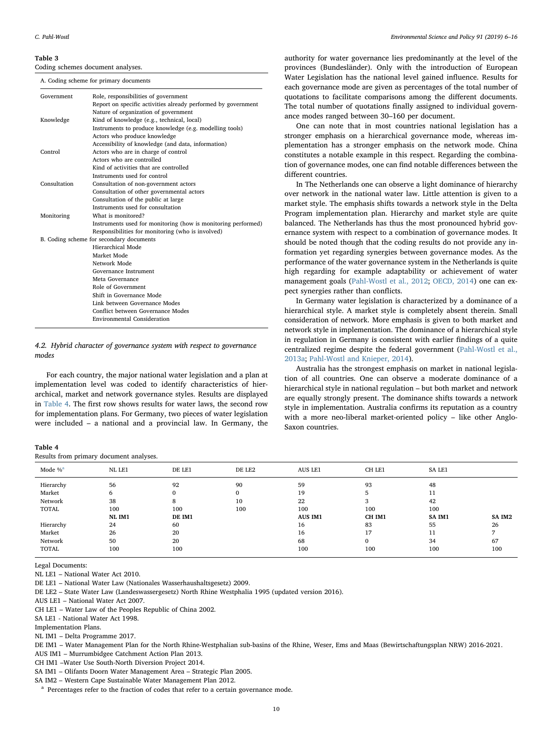**Table 3**
Coding schemes document analyses.

| A. Coding scheme for primary documents | |
|---|---|
| Government | Role, responsibilities of government |
| | Report on specific activities already performed by government |
| | Nature of organization of government |
| Knowledge | Kind of knowledge (e.g., technical, local) |
| | Instruments to produce knowledge (e.g. modelling tools) |
| | Actors who produce knowledge |
| | Accessibility of knowledge (and data, information) |
| Control | Actors who are in charge of control |
| | Actors who are controlled |
| | Kind of activities that are controlled |
| | Instruments used for control |
| Consultation | Consultation of non-government actors |
| | Consultation of other governmental actors |
| | Consultation of the public at large |
| | Instruments used for consultation |
| Monitoring | What is monitored? |
| | Instruments used for monitoring (how is monitoring performed) |
| | Responsibilities for monitoring (who is involved) |
| B. Coding scheme for secondary documents | |
| | Hierarchical Mode |
| | Market Mode |
| | Network Mode |
| | Governance Instrument |
| | Meta Governance |
| | Role of Government |
| | Shift in Governance Mode |
| | Link between Governance Modes |
| | Conflict between Governance Modes |
| | Environmental Consideration |

### 4.2. Hybrid character of governance system with respect to governance modes

For each country, the major national water legislation and a plan at implementation level was coded to identify characteristics of hierarchical, market and network governance styles. Results are displayed in Table 4. The first row shows results for water laws, the second row for implementation plans. For Germany, two pieces of water legislation were included – a national and a provincial law. In Germany, the authority for water governance lies predominantly at the level of the provinces (Bundesländer). Only with the introduction of European Water Legislation has the national level gained influence. Results for each governance mode are given as percentages of the total number of quotations to facilitate comparisons among the different documents. The total number of quotations finally assigned to individual governance modes ranged between 30–160 per document.

One can note that in most countries national legislation has a stronger emphasis on a hierarchical governance mode, whereas implementation has a stronger emphasis on the network mode. China constitutes a notable example in this respect. Regarding the combination of governance modes, one can find notable differences between the different countries.

In The Netherlands one can observe a light dominance of hierarchy over network in the national water law. Little attention is given to a market style. The emphasis shifts towards a network style in the Delta Program implementation plan. Hierarchy and market style are quite balanced. The Netherlands has thus the most pronounced hybrid governance system with respect to a combination of governance modes. It should be noted though that the coding results do not provide any information yet regarding synergies between governance modes. As the performance of the water governance system in the Netherlands is quite high regarding for example adaptability or achievement of water management goals (Pahl-Wostl et al., 2012; OECD, 2014) one can expect synergies rather than conflicts.

In Germany water legislation is characterized by a dominance of a hierarchical style. A market style is completely absent therein. Small consideration of network. More emphasis is given to both market and network style in implementation. The dominance of a hierarchical style in regulation in Germany is consistent with earlier findings of a quite centralized regime despite the federal government (Pahl-Wostl et al., 2013a; Pahl-Wostl and Knieper, 2014).

Australia has the strongest emphasis on market in national legislation of all countries. One can observe a moderate dominance of a hierarchical style in national regulation – but both market and network are equally strongly present. The dominance shifts towards a network style in implementation. Australia confirms its reputation as a country with a more neo-liberal market-oriented policy – like other Anglo-Saxon countries.

**Table 4**
Results from primary document analyses.

| Mode %[a] | NL LE1 | DE LE1 | DE LE2 | AUS LE1 | CH LE1 | SA LE1 | |
|---|---|---|---|---|---|---|---|
| Hierarchy | 56 | 92 | 90 | 59 | 93 | 48 | |
| Market | 6 | 0 | 0 | 19 | 5 | 11 | |
| Network | 38 | 8 | 10 | 22 | 3 | 42 | |
| TOTAL | 100 | 100 | 100 | 100 | 100 | 100 | |
| | **NL IM1** | **DE IM1** | | **AUS IM1** | **CH IM1** | **SA IM1** | **SA IM2** |
| Hierarchy | 24 | 60 | | 16 | 83 | 55 | 26 |
| Market | 26 | 20 | | 16 | 17 | 11 | 7 |
| Network | 50 | 20 | | 68 | 0 | 34 | 67 |
| TOTAL | 100 | 100 | | 100 | 100 | 100 | 100 |

Legal Documents:
NL LE1 – National Water Act 2010.
DE LE1 – National Water Law (Nationales Wasserhaushaltsgesetz) 2009.
DE LE2 – State Water Law (Landeswassergesetz) North Rhine Westphalia 1995 (updated version 2016).
AUS LE1 – National Water Act 2007.
CH LE1 – Water Law of the Peoples Republic of China 2002.
SA LE1 - National Water Act 1998.
Implementation Plans.
NL IM1 – Delta Programme 2017.
DE IM1 – Water Management Plan for the North Rhine-Westphalian sub-basins of the Rhine, Weser, Ems and Maas (Bewirtschaftungsplan NRW) 2016-2021.
AUS IM1 – Murrumbidgee Catchment Action Plan 2013.
CH IM1 –Water Use South-North Diversion Project 2014.
SA IM1 – Olifants Doorn Water Management Area – Strategic Plan 2005.
SA IM2 – Western Cape Sustainable Water Management Plan 2012.
[a] Percentages refer to the fraction of codes that refer to a certain governance mode.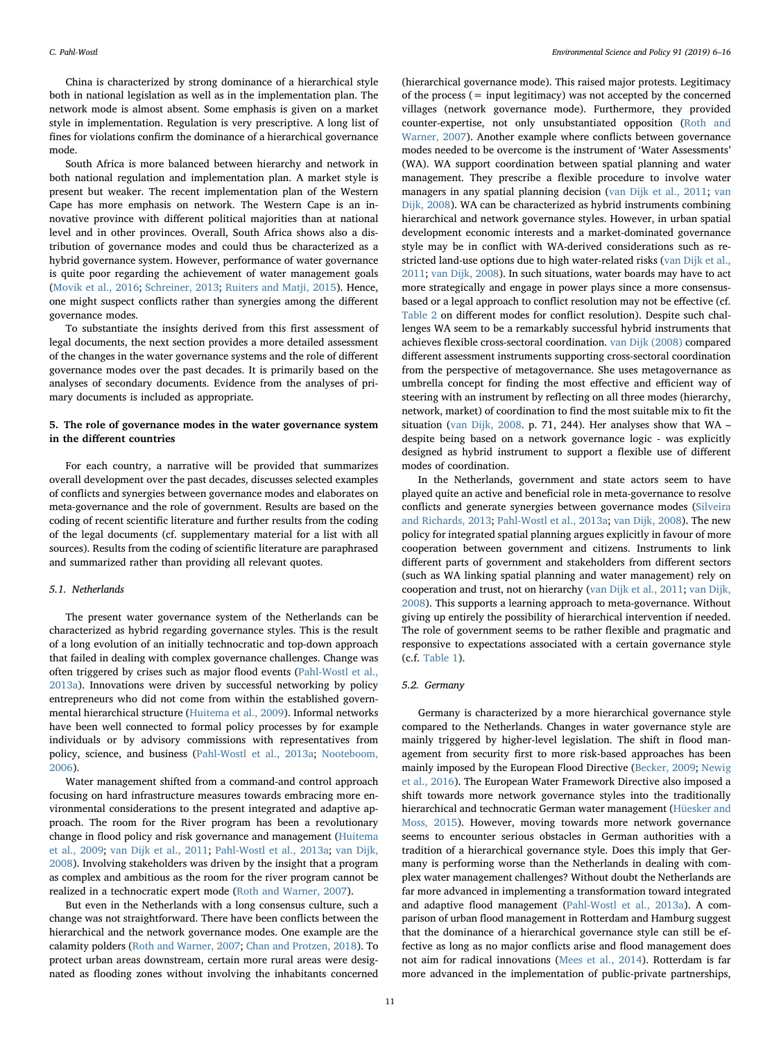China is characterized by strong dominance of a hierarchical style both in national legislation as well as in the implementation plan. The network mode is almost absent. Some emphasis is given on a market style in implementation. Regulation is very prescriptive. A long list of fines for violations confirm the dominance of a hierarchical governance mode.

South Africa is more balanced between hierarchy and network in both national regulation and implementation plan. A market style is present but weaker. The recent implementation plan of the Western Cape has more emphasis on network. The Western Cape is an innovative province with different political majorities than at national level and in other provinces. Overall, South Africa shows also a distribution of governance modes and could thus be characterized as a hybrid governance system. However, performance of water governance is quite poor regarding the achievement of water management goals (Movik et al., 2016; Schreiner, 2013; Ruiters and Matji, 2015). Hence, one might suspect conflicts rather than synergies among the different governance modes.

To substantiate the insights derived from this first assessment of legal documents, the next section provides a more detailed assessment of the changes in the water governance systems and the role of different governance modes over the past decades. It is primarily based on the analyses of secondary documents. Evidence from the analyses of primary documents is included as appropriate.

## 5. The role of governance modes in the water governance system in the different countries

For each country, a narrative will be provided that summarizes overall development over the past decades, discusses selected examples of conflicts and synergies between governance modes and elaborates on meta-governance and the role of government. Results are based on the coding of recent scientific literature and further results from the coding of the legal documents (cf. supplementary material for a list with all sources). Results from the coding of scientific literature are paraphrased and summarized rather than providing all relevant quotes.

### 5.1. Netherlands

The present water governance system of the Netherlands can be characterized as hybrid regarding governance styles. This is the result of a long evolution of an initially technocratic and top-down approach that failed in dealing with complex governance challenges. Change was often triggered by crises such as major flood events (Pahl-Wostl et al., 2013a). Innovations were driven by successful networking by policy entrepreneurs who did not come from within the established governmental hierarchical structure (Huitema et al., 2009). Informal networks have been well connected to formal policy processes by for example individuals or by advisory commissions with representatives from policy, science, and business (Pahl-Wostl et al., 2013a; Nooteboom, 2006).

Water management shifted from a command-and control approach focusing on hard infrastructure measures towards embracing more environmental considerations to the present integrated and adaptive approach. The room for the River program has been a revolutionary change in flood policy and risk governance and management (Huitema et al., 2009; van Dijk et al., 2011; Pahl-Wostl et al., 2013a; van Dijk, 2008). Involving stakeholders was driven by the insight that a program as complex and ambitious as the room for the river program cannot be realized in a technocratic expert mode (Roth and Warner, 2007).

But even in the Netherlands with a long consensus culture, such a change was not straightforward. There have been conflicts between the hierarchical and the network governance modes. One example are the calamity polders (Roth and Warner, 2007; Chan and Protzen, 2018). To protect urban areas downstream, certain more rural areas were designated as flooding zones without involving the inhabitants concerned (hierarchical governance mode). This raised major protests. Legitimacy of the process (= input legitimacy) was not accepted by the concerned villages (network governance mode). Furthermore, they provided counter-expertise, not only unsubstantiated opposition (Roth and Warner, 2007). Another example where conflicts between governance modes needed to be overcome is the instrument of 'Water Assessments' (WA). WA support coordination between spatial planning and water management. They prescribe a flexible procedure to involve water managers in any spatial planning decision (van Dijk et al., 2011; van Dijk, 2008). WA can be characterized as hybrid instruments combining hierarchical and network governance styles. However, in urban spatial development economic interests and a market-dominated governance style may be in conflict with WA-derived considerations such as restricted land-use options due to high water-related risks (van Dijk et al., 2011; van Dijk, 2008). In such situations, water boards may have to act more strategically and engage in power plays since a more consensus-based or a legal approach to conflict resolution may not be effective (cf. Table 2 on different modes for conflict resolution). Despite such challenges WA seem to be a remarkably successful hybrid instruments that achieves flexible cross-sectoral coordination. van Dijk (2008) compared different assessment instruments supporting cross-sectoral coordination from the perspective of metagovernance. She uses metagovernance as umbrella concept for finding the most effective and efficient way of steering with an instrument by reflecting on all three modes (hierarchy, network, market) of coordination to find the most suitable mix to fit the situation (van Dijk, 2008. p. 71, 244). Her analyses show that WA – despite being based on a network governance logic - was explicitly designed as hybrid instrument to support a flexible use of different modes of coordination.

In the Netherlands, government and state actors seem to have played quite an active and beneficial role in meta-governance to resolve conflicts and generate synergies between governance modes (Silveira and Richards, 2013; Pahl-Wostl et al., 2013a; van Dijk, 2008). The new policy for integrated spatial planning argues explicitly in favour of more cooperation between government and citizens. Instruments to link different parts of government and stakeholders from different sectors (such as WA linking spatial planning and water management) rely on cooperation and trust, not on hierarchy (van Dijk et al., 2011; van Dijk, 2008). This supports a learning approach to meta-governance. Without giving up entirely the possibility of hierarchical intervention if needed. The role of government seems to be rather flexible and pragmatic and responsive to expectations associated with a certain governance style (c.f. Table 1).

### 5.2. Germany

Germany is characterized by a more hierarchical governance style compared to the Netherlands. Changes in water governance style are mainly triggered by higher-level legislation. The shift in flood management from security first to more risk-based approaches has been mainly imposed by the European Flood Directive (Becker, 2009; Newig et al., 2016). The European Water Framework Directive also imposed a shift towards more network governance styles into the traditionally hierarchical and technocratic German water management (Hüesker and Moss, 2015). However, moving towards more network governance seems to encounter serious obstacles in German authorities with a tradition of a hierarchical governance style. Does this imply that Germany is performing worse than the Netherlands in dealing with complex water management challenges? Without doubt the Netherlands are far more advanced in implementing a transformation toward integrated and adaptive flood management (Pahl-Wostl et al., 2013a). A comparison of urban flood management in Rotterdam and Hamburg suggest that the dominance of a hierarchical governance style can still be effective as long as no major conflicts arise and flood management does not aim for radical innovations (Mees et al., 2014). Rotterdam is far more advanced in the implementation of public-private partnerships,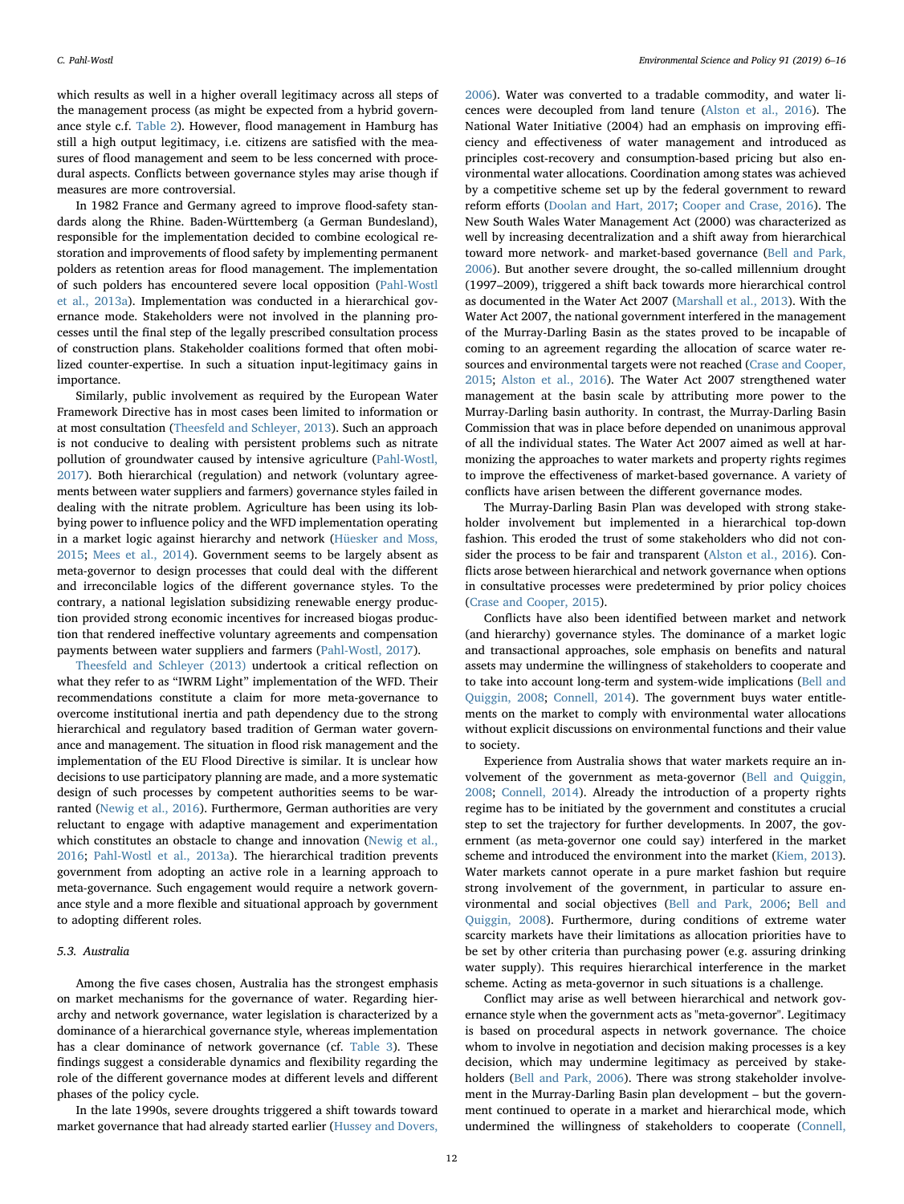which results as well in a higher overall legitimacy across all steps of the management process (as might be expected from a hybrid governance style c.f. Table 2). However, flood management in Hamburg has still a high output legitimacy, i.e. citizens are satisfied with the measures of flood management and seem to be less concerned with procedural aspects. Conflicts between governance styles may arise though if measures are more controversial.

In 1982 France and Germany agreed to improve flood-safety standards along the Rhine. Baden-Württemberg (a German Bundesland), responsible for the implementation decided to combine ecological restoration and improvements of flood safety by implementing permanent polders as retention areas for flood management. The implementation of such polders has encountered severe local opposition (Pahl-Wostl et al., 2013a). Implementation was conducted in a hierarchical governance mode. Stakeholders were not involved in the planning processes until the final step of the legally prescribed consultation process of construction plans. Stakeholder coalitions formed that often mobilized counter-expertise. In such a situation input-legitimacy gains in importance.

Similarly, public involvement as required by the European Water Framework Directive has in most cases been limited to information or at most consultation (Theesfeld and Schleyer, 2013). Such an approach is not conducive to dealing with persistent problems such as nitrate pollution of groundwater caused by intensive agriculture (Pahl-Wostl, 2017). Both hierarchical (regulation) and network (voluntary agreements between water suppliers and farmers) governance styles failed in dealing with the nitrate problem. Agriculture has been using its lobbying power to influence policy and the WFD implementation operating in a market logic against hierarchy and network (Hüesker and Moss, 2015; Mees et al., 2014). Government seems to be largely absent as meta-governor to design processes that could deal with the different and irreconcilable logics of the different governance styles. To the contrary, a national legislation subsidizing renewable energy production provided strong economic incentives for increased biogas production that rendered ineffective voluntary agreements and compensation payments between water suppliers and farmers (Pahl-Wostl, 2017).

Theesfeld and Schleyer (2013) undertook a critical reflection on what they refer to as "IWRM Light" implementation of the WFD. Their recommendations constitute a claim for more meta-governance to overcome institutional inertia and path dependency due to the strong hierarchical and regulatory based tradition of German water governance and management. The situation in flood risk management and the implementation of the EU Flood Directive is similar. It is unclear how decisions to use participatory planning are made, and a more systematic design of such processes by competent authorities seems to be warranted (Newig et al., 2016). Furthermore, German authorities are very reluctant to engage with adaptive management and experimentation which constitutes an obstacle to change and innovation (Newig et al., 2016; Pahl-Wostl et al., 2013a). The hierarchical tradition prevents government from adopting an active role in a learning approach to meta-governance. Such engagement would require a network governance style and a more flexible and situational approach by government to adopting different roles.

### 5.3. Australia

Among the five cases chosen, Australia has the strongest emphasis on market mechanisms for the governance of water. Regarding hierarchy and network governance, water legislation is characterized by a dominance of a hierarchical governance style, whereas implementation has a clear dominance of network governance (cf. Table 3). These findings suggest a considerable dynamics and flexibility regarding the role of the different governance modes at different levels and different phases of the policy cycle.

In the late 1990s, severe droughts triggered a shift towards toward market governance that had already started earlier (Hussey and Dovers, 2006). Water was converted to a tradable commodity, and water licences were decoupled from land tenure (Alston et al., 2016). The National Water Initiative (2004) had an emphasis on improving efficiency and effectiveness of water management and introduced as principles cost-recovery and consumption-based pricing but also environmental water allocations. Coordination among states was achieved by a competitive scheme set up by the federal government to reward reform efforts (Doolan and Hart, 2017; Cooper and Crase, 2016). The New South Wales Water Management Act (2000) was characterized as well by increasing decentralization and a shift away from hierarchical toward more network- and market-based governance (Bell and Park, 2006). But another severe drought, the so-called millennium drought (1997–2009), triggered a shift back towards more hierarchical control as documented in the Water Act 2007 (Marshall et al., 2013). With the Water Act 2007, the national government interfered in the management of the Murray-Darling Basin as the states proved to be incapable of coming to an agreement regarding the allocation of scarce water resources and environmental targets were not reached (Crase and Cooper, 2015; Alston et al., 2016). The Water Act 2007 strengthened water management at the basin scale by attributing more power to the Murray-Darling basin authority. In contrast, the Murray-Darling Basin Commission that was in place before depended on unanimous approval of all the individual states. The Water Act 2007 aimed as well at harmonizing the approaches to water markets and property rights regimes to improve the effectiveness of market-based governance. A variety of conflicts have arisen between the different governance modes.

The Murray-Darling Basin Plan was developed with strong stakeholder involvement but implemented in a hierarchical top-down fashion. This eroded the trust of some stakeholders who did not consider the process to be fair and transparent (Alston et al., 2016). Conflicts arose between hierarchical and network governance when options in consultative processes were predetermined by prior policy choices (Crase and Cooper, 2015).

Conflicts have also been identified between market and network (and hierarchy) governance styles. The dominance of a market logic and transactional approaches, sole emphasis on benefits and natural assets may undermine the willingness of stakeholders to cooperate and to take into account long-term and system-wide implications (Bell and Quiggin, 2008; Connell, 2014). The government buys water entitlements on the market to comply with environmental water allocations without explicit discussions on environmental functions and their value to society.

Experience from Australia shows that water markets require an involvement of the government as meta-governor (Bell and Quiggin, 2008; Connell, 2014). Already the introduction of a property rights regime has to be initiated by the government and constitutes a crucial step to set the trajectory for further developments. In 2007, the government (as meta-governor one could say) interfered in the market scheme and introduced the environment into the market (Kiem, 2013). Water markets cannot operate in a pure market fashion but require strong involvement of the government, in particular to assure environmental and social objectives (Bell and Park, 2006; Bell and Quiggin, 2008). Furthermore, during conditions of extreme water scarcity markets have their limitations as allocation priorities have to be set by other criteria than purchasing power (e.g. assuring drinking water supply). This requires hierarchical interference in the market scheme. Acting as meta-governor in such situations is a challenge.

Conflict may arise as well between hierarchical and network governance style when the government acts as "meta-governor". Legitimacy is based on procedural aspects in network governance. The choice whom to involve in negotiation and decision making processes is a key decision, which may undermine legitimacy as perceived by stakeholders (Bell and Park, 2006). There was strong stakeholder involvement in the Murray-Darling Basin plan development – but the government continued to operate in a market and hierarchical mode, which undermined the willingness of stakeholders to cooperate (Connell,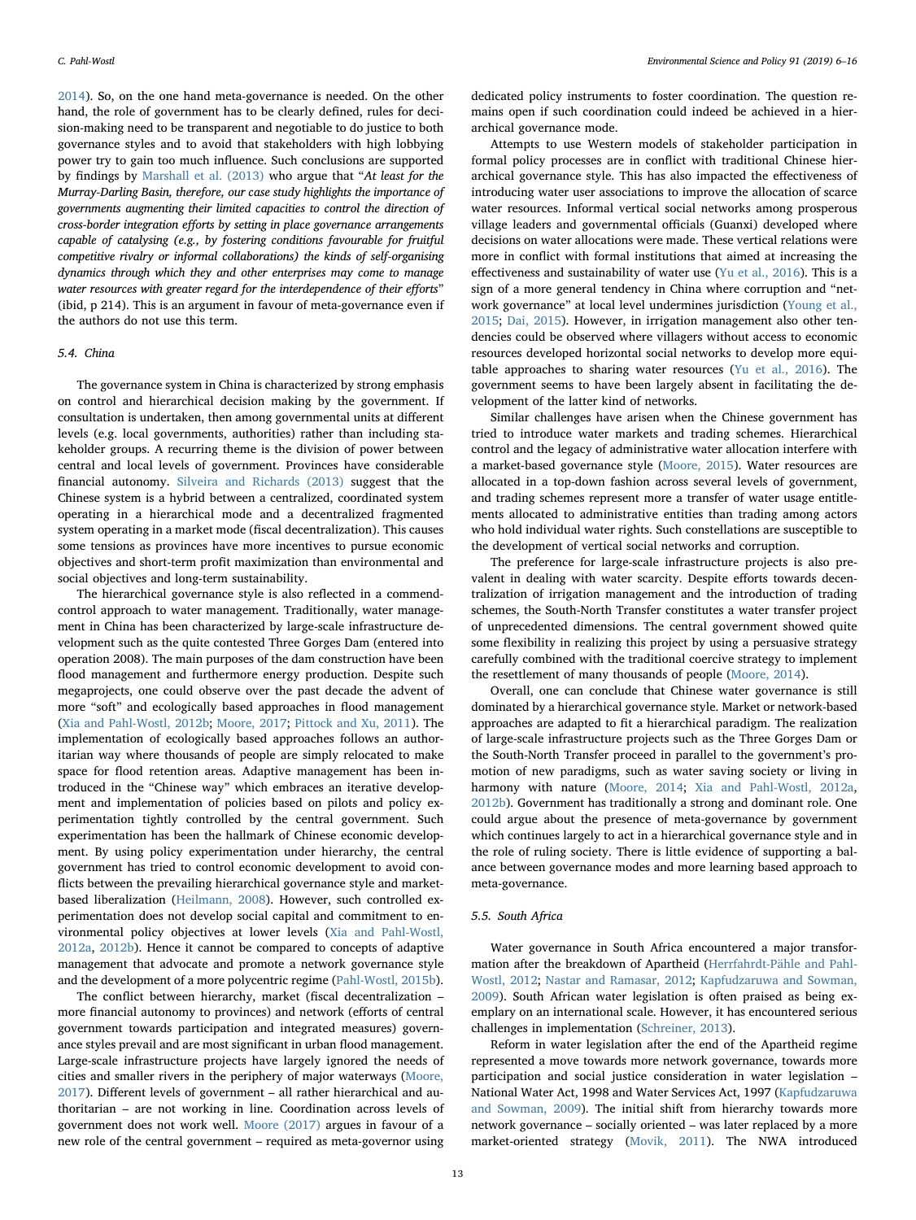2014). So, on the one hand meta-governance is needed. On the other hand, the role of government has to be clearly defined, rules for decision-making need to be transparent and negotiable to do justice to both governance styles and to avoid that stakeholders with high lobbying power try to gain too much influence. Such conclusions are supported by findings by Marshall et al. (2013) who argue that "*At least for the Murray-Darling Basin, therefore, our case study highlights the importance of governments augmenting their limited capacities to control the direction of cross-border integration efforts by setting in place governance arrangements capable of catalysing (e.g., by fostering conditions favourable for fruitful competitive rivalry or informal collaborations) the kinds of self-organising dynamics through which they and other enterprises may come to manage water resources with greater regard for the interdependence of their efforts*" (ibid, p 214). This is an argument in favour of meta-governance even if the authors do not use this term.

### 5.4. China

The governance system in China is characterized by strong emphasis on control and hierarchical decision making by the government. If consultation is undertaken, then among governmental units at different levels (e.g. local governments, authorities) rather than including stakeholder groups. A recurring theme is the division of power between central and local levels of government. Provinces have considerable financial autonomy. Silveira and Richards (2013) suggest that the Chinese system is a hybrid between a centralized, coordinated system operating in a hierarchical mode and a decentralized fragmented system operating in a market mode (fiscal decentralization). This causes some tensions as provinces have more incentives to pursue economic objectives and short-term profit maximization than environmental and social objectives and long-term sustainability.

The hierarchical governance style is also reflected in a commend-control approach to water management. Traditionally, water management in China has been characterized by large-scale infrastructure development such as the quite contested Three Gorges Dam (entered into operation 2008). The main purposes of the dam construction have been flood management and furthermore energy production. Despite such megaprojects, one could observe over the past decade the advent of more "soft" and ecologically based approaches in flood management (Xia and Pahl-Wostl, 2012b; Moore, 2017; Pittock and Xu, 2011). The implementation of ecologically based approaches follows an authoritarian way where thousands of people are simply relocated to make space for flood retention areas. Adaptive management has been introduced in the "Chinese way" which embraces an iterative development and implementation of policies based on pilots and policy experimentation tightly controlled by the central government. Such experimentation has been the hallmark of Chinese economic development. By using policy experimentation under hierarchy, the central government has tried to control economic development to avoid conflicts between the prevailing hierarchical governance style and market-based liberalization (Heilmann, 2008). However, such controlled experimentation does not develop social capital and commitment to environmental policy objectives at lower levels (Xia and Pahl-Wostl, 2012a, 2012b). Hence it cannot be compared to concepts of adaptive management that advocate and promote a network governance style and the development of a more polycentric regime (Pahl-Wostl, 2015b).

The conflict between hierarchy, market (fiscal decentralization – more financial autonomy to provinces) and network (efforts of central government towards participation and integrated measures) governance styles prevail and are most significant in urban flood management. Large-scale infrastructure projects have largely ignored the needs of cities and smaller rivers in the periphery of major waterways (Moore, 2017). Different levels of government – all rather hierarchical and authoritarian – are not working in line. Coordination across levels of government does not work well. Moore (2017) argues in favour of a new role of the central government – required as meta-governor using dedicated policy instruments to foster coordination. The question remains open if such coordination could indeed be achieved in a hierarchical governance mode.

Attempts to use Western models of stakeholder participation in formal policy processes are in conflict with traditional Chinese hierarchical governance style. This has also impacted the effectiveness of introducing water user associations to improve the allocation of scarce water resources. Informal vertical social networks among prosperous village leaders and governmental officials (Guanxi) developed where decisions on water allocations were made. These vertical relations were more in conflict with formal institutions that aimed at increasing the effectiveness and sustainability of water use (Yu et al., 2016). This is a sign of a more general tendency in China where corruption and "network governance" at local level undermines jurisdiction (Young et al., 2015; Dai, 2015). However, in irrigation management also other tendencies could be observed where villagers without access to economic resources developed horizontal social networks to develop more equitable approaches to sharing water resources (Yu et al., 2016). The government seems to have been largely absent in facilitating the development of the latter kind of networks.

Similar challenges have arisen when the Chinese government has tried to introduce water markets and trading schemes. Hierarchical control and the legacy of administrative water allocation interfere with a market-based governance style (Moore, 2015). Water resources are allocated in a top-down fashion across several levels of government, and trading schemes represent more a transfer of water usage entitlements allocated to administrative entities than trading among actors who hold individual water rights. Such constellations are susceptible to the development of vertical social networks and corruption.

The preference for large-scale infrastructure projects is also prevalent in dealing with water scarcity. Despite efforts towards decentralization of irrigation management and the introduction of trading schemes, the South-North Transfer constitutes a water transfer project of unprecedented dimensions. The central government showed quite some flexibility in realizing this project by using a persuasive strategy carefully combined with the traditional coercive strategy to implement the resettlement of many thousands of people (Moore, 2014).

Overall, one can conclude that Chinese water governance is still dominated by a hierarchical governance style. Market or network-based approaches are adapted to fit a hierarchical paradigm. The realization of large-scale infrastructure projects such as the Three Gorges Dam or the South-North Transfer proceed in parallel to the government's promotion of new paradigms, such as water saving society or living in harmony with nature (Moore, 2014; Xia and Pahl-Wostl, 2012a, 2012b). Government has traditionally a strong and dominant role. One could argue about the presence of meta-governance by government which continues largely to act in a hierarchical governance style and in the role of ruling society. There is little evidence of supporting a balance between governance modes and more learning based approach to meta-governance.

### 5.5. South Africa

Water governance in South Africa encountered a major transformation after the breakdown of Apartheid (Herrfahrdt-Pähle and Pahl-Wostl, 2012; Nastar and Ramasar, 2012; Kapfudzaruwa and Sowman, 2009). South African water legislation is often praised as being exemplary on an international scale. However, it has encountered serious challenges in implementation (Schreiner, 2013).

Reform in water legislation after the end of the Apartheid regime represented a move towards more network governance, towards more participation and social justice consideration in water legislation – National Water Act, 1998 and Water Services Act, 1997 (Kapfudzaruwa and Sowman, 2009). The initial shift from hierarchy towards more network governance – socially oriented – was later replaced by a more market-oriented strategy (Movik, 2011). The NWA introduced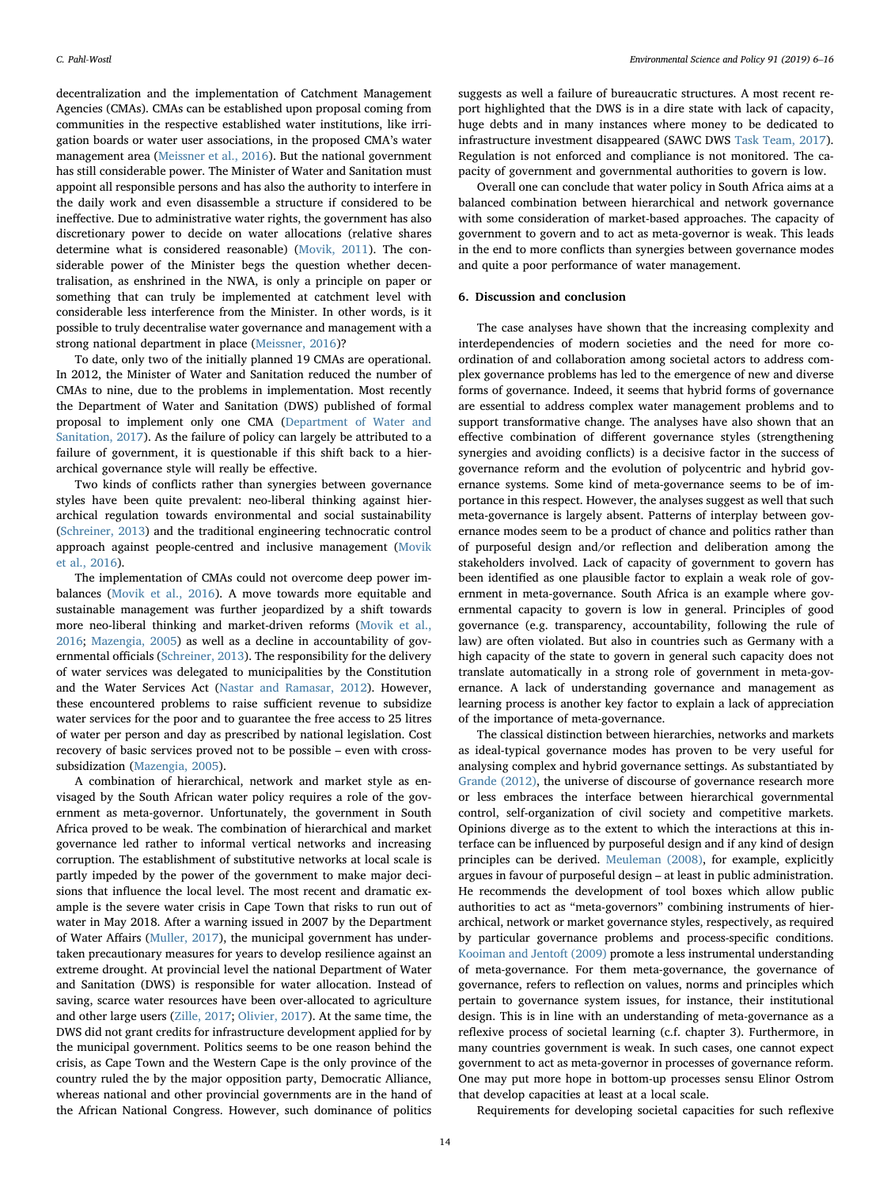decentralization and the implementation of Catchment Management Agencies (CMAs). CMAs can be established upon proposal coming from communities in the respective established water institutions, like irrigation boards or water user associations, in the proposed CMA's water management area (Meissner et al., 2016). But the national government has still considerable power. The Minister of Water and Sanitation must appoint all responsible persons and has also the authority to interfere in the daily work and even disassemble a structure if considered to be ineffective. Due to administrative water rights, the government has also discretionary power to decide on water allocations (relative shares determine what is considered reasonable) (Movik, 2011). The considerable power of the Minister begs the question whether decentralisation, as enshrined in the NWA, is only a principle on paper or something that can truly be implemented at catchment level with considerable less interference from the Minister. In other words, is it possible to truly decentralise water governance and management with a strong national department in place (Meissner, 2016)?

To date, only two of the initially planned 19 CMAs are operational. In 2012, the Minister of Water and Sanitation reduced the number of CMAs to nine, due to the problems in implementation. Most recently the Department of Water and Sanitation (DWS) published of formal proposal to implement only one CMA (Department of Water and Sanitation, 2017). As the failure of policy can largely be attributed to a failure of government, it is questionable if this shift back to a hierarchical governance style will really be effective.

Two kinds of conflicts rather than synergies between governance styles have been quite prevalent: neo-liberal thinking against hierarchical regulation towards environmental and social sustainability (Schreiner, 2013) and the traditional engineering technocratic control approach against people-centred and inclusive management (Movik et al., 2016).

The implementation of CMAs could not overcome deep power imbalances (Movik et al., 2016). A move towards more equitable and sustainable management was further jeopardized by a shift towards more neo-liberal thinking and market-driven reforms (Movik et al., 2016; Mazengia, 2005) as well as a decline in accountability of governmental officials (Schreiner, 2013). The responsibility for the delivery of water services was delegated to municipalities by the Constitution and the Water Services Act (Nastar and Ramasar, 2012). However, these encountered problems to raise sufficient revenue to subsidize water services for the poor and to guarantee the free access to 25 litres of water per person and day as prescribed by national legislation. Cost recovery of basic services proved not to be possible – even with cross-subsidization (Mazengia, 2005).

A combination of hierarchical, network and market style as envisaged by the South African water policy requires a role of the government as meta-governor. Unfortunately, the government in South Africa proved to be weak. The combination of hierarchical and market governance led rather to informal vertical networks and increasing corruption. The establishment of substitutive networks at local scale is partly impeded by the power of the government to make major decisions that influence the local level. The most recent and dramatic example is the severe water crisis in Cape Town that risks to run out of water in May 2018. After a warning issued in 2007 by the Department of Water Affairs (Muller, 2017), the municipal government has undertaken precautionary measures for years to develop resilience against an extreme drought. At provincial level the national Department of Water and Sanitation (DWS) is responsible for water allocation. Instead of saving, scarce water resources have been over-allocated to agriculture and other large users (Zille, 2017; Olivier, 2017). At the same time, the DWS did not grant credits for infrastructure development applied for by the municipal government. Politics seems to be one reason behind the crisis, as Cape Town and the Western Cape is the only province of the country ruled the by the major opposition party, Democratic Alliance, whereas national and other provincial governments are in the hand of the African National Congress. However, such dominance of politics suggests as well a failure of bureaucratic structures. A most recent report highlighted that the DWS is in a dire state with lack of capacity, huge debts and in many instances where money to be dedicated to infrastructure investment disappeared (SAWC DWS Task Team, 2017). Regulation is not enforced and compliance is not monitored. The capacity of government and governmental authorities to govern is low.

Overall one can conclude that water policy in South Africa aims at a balanced combination between hierarchical and network governance with some consideration of market-based approaches. The capacity of government to govern and to act as meta-governor is weak. This leads in the end to more conflicts than synergies between governance modes and quite a poor performance of water management.

## 6. Discussion and conclusion

The case analyses have shown that the increasing complexity and interdependencies of modern societies and the need for more coordination of and collaboration among societal actors to address complex governance problems has led to the emergence of new and diverse forms of governance. Indeed, it seems that hybrid forms of governance are essential to address complex water management problems and to support transformative change. The analyses have also shown that an effective combination of different governance styles (strengthening synergies and avoiding conflicts) is a decisive factor in the success of governance reform and the evolution of polycentric and hybrid governance systems. Some kind of meta-governance seems to be of importance in this respect. However, the analyses suggest as well that such meta-governance is largely absent. Patterns of interplay between governance modes seem to be a product of chance and politics rather than of purposeful design and/or reflection and deliberation among the stakeholders involved. Lack of capacity of government to govern has been identified as one plausible factor to explain a weak role of government in meta-governance. South Africa is an example where governmental capacity to govern is low in general. Principles of good governance (e.g. transparency, accountability, following the rule of law) are often violated. But also in countries such as Germany with a high capacity of the state to govern in general such capacity does not translate automatically in a strong role of government in meta-governance. A lack of understanding governance and management as learning process is another key factor to explain a lack of appreciation of the importance of meta-governance.

The classical distinction between hierarchies, networks and markets as ideal-typical governance modes has proven to be very useful for analysing complex and hybrid governance settings. As substantiated by Grande (2012), the universe of discourse of governance research more or less embraces the interface between hierarchical governmental control, self-organization of civil society and competitive markets. Opinions diverge as to the extent to which the interactions at this interface can be influenced by purposeful design and if any kind of design principles can be derived. Meuleman (2008), for example, explicitly argues in favour of purposeful design – at least in public administration. He recommends the development of tool boxes which allow public authorities to act as "meta-governors" combining instruments of hierarchical, network or market governance styles, respectively, as required by particular governance problems and process-specific conditions. Kooiman and Jentoft (2009) promote a less instrumental understanding of meta-governance. For them meta-governance, the governance of governance, refers to reflection on values, norms and principles which pertain to governance system issues, for instance, their institutional design. This is in line with an understanding of meta-governance as a reflexive process of societal learning (c.f. chapter 3). Furthermore, in many countries government is weak. In such cases, one cannot expect government to act as meta-governor in processes of governance reform. One may put more hope in bottom-up processes sensu Elinor Ostrom that develop capacities at least at a local scale.

Requirements for developing societal capacities for such reflexive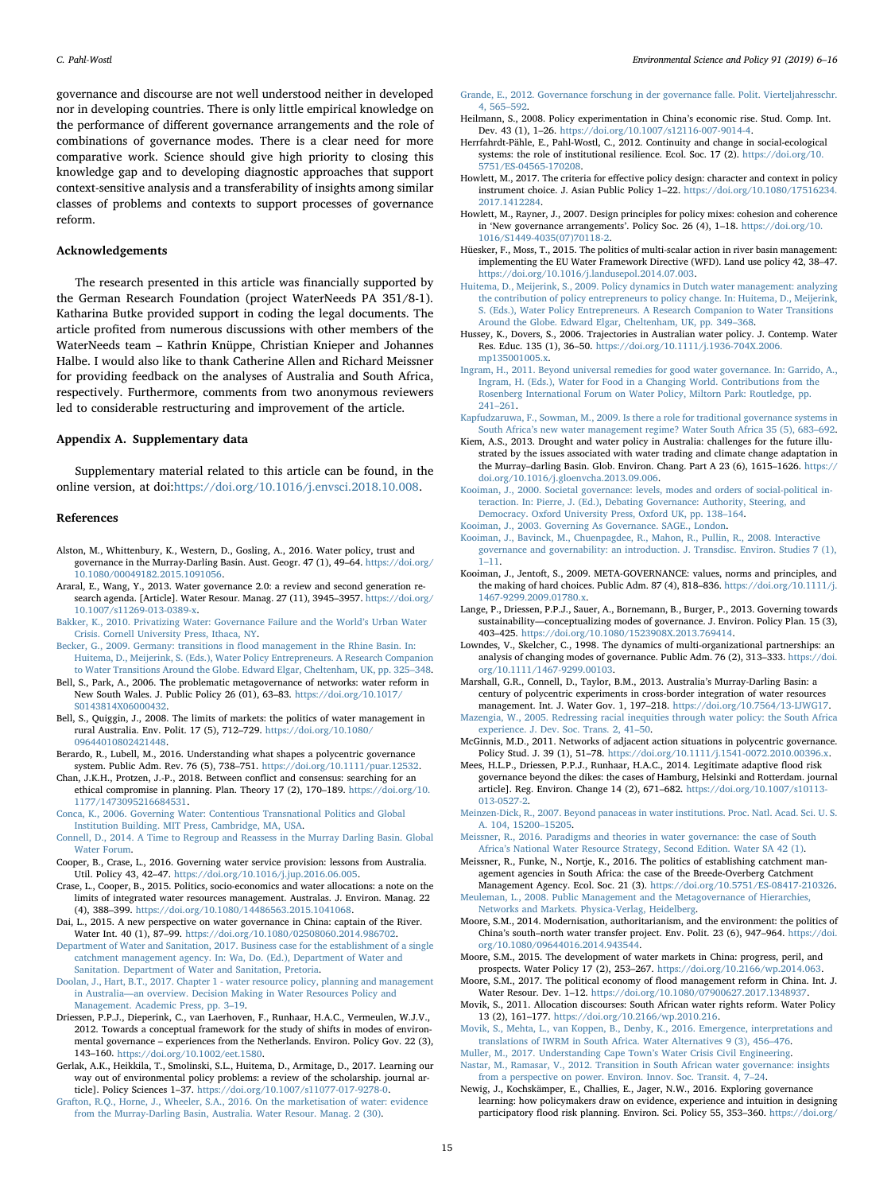governance and discourse are not well understood neither in developed nor in developing countries. There is only little empirical knowledge on the performance of different governance arrangements and the role of combinations of governance modes. There is a clear need for more comparative work. Science should give high priority to closing this knowledge gap and to developing diagnostic approaches that support context-sensitive analysis and a transferability of insights among similar classes of problems and contexts to support processes of governance reform.

## Acknowledgements

The research presented in this article was financially supported by the German Research Foundation (project WaterNeeds PA 351/8-1). Katharina Butke provided support in coding the legal documents. The article profited from numerous discussions with other members of the WaterNeeds team – Kathrin Knüppe, Christian Knieper and Johannes Halbe. I would also like to thank Catherine Allen and Richard Meissner for providing feedback on the analyses of Australia and South Africa, respectively. Furthermore, comments from two anonymous reviewers led to considerable restructuring and improvement of the article.

## Appendix A. Supplementary data

Supplementary material related to this article can be found, in the online version, at doi:https://doi.org/10.1016/j.envsci.2018.10.008.

## References

Alston, M., Whittenbury, K., Western, D., Gosling, A., 2016. Water policy, trust and governance in the Murray-Darling Basin. Aust. Geogr. 47 (1), 49–64. https://doi.org/10.1080/00049182.2015.1091056.

Araral, E., Wang, Y., 2013. Water governance 2.0: a review and second generation research agenda. [Article]. Water Resour. Manag. 27 (11), 3945–3957. https://doi.org/10.1007/s11269-013-0389-x.

Bakker, K., 2010. Privatizing Water: Governance Failure and the World's Urban Water Crisis. Cornell University Press, Ithaca, NY.

Becker, G., 2009. Germany: transitions in flood management in the Rhine Basin. In: Huitema, D., Meijerink, S. (Eds.), Water Policy Entrepreneurs. A Research Companion to Water Transitions Around the Globe. Edward Elgar, Cheltenham, UK, pp. 325–348.

Bell, S., Park, A., 2006. The problematic metagovernance of networks: water reform in New South Wales. J. Public Policy 26 (01), 63–83. https://doi.org/10.1017/S0143814X06000432.

Bell, S., Quiggin, J., 2008. The limits of markets: the politics of water management in rural Australia. Env. Polit. 17 (5), 712–729. https://doi.org/10.1080/09644010802421448.

Berardo, R., Lubell, M., 2016. Understanding what shapes a polycentric governance system. Public Adm. Rev. 76 (5), 738–751. https://doi.org/10.1111/puar.12532.

Chan, J.K.H., Protzen, J.-P., 2018. Between conflict and consensus: searching for an ethical compromise in planning. Plan. Theory 17 (2), 170–189. https://doi.org/10.1177/1473095216684531.

Conca, K., 2006. Governing Water: Contentious Transnational Politics and Global Institution Building. MIT Press, Cambridge, MA, USA.

Connell, D., 2014. A Time to Regroup and Reassess in the Murray Darling Basin. Global Water Forum.

Cooper, B., Crase, L., 2016. Governing water service provision: lessons from Australia. Util. Policy 43, 42–47. https://doi.org/10.1016/j.jup.2016.06.005.

Crase, L., Cooper, B., 2015. Politics, socio-economics and water allocations: a note on the limits of integrated water resources management. Australas. J. Environ. Manag. 22 (4), 388–399. https://doi.org/10.1080/14486563.2015.1041068.

Dai, L., 2015. A new perspective on water governance in China: captain of the River. Water Int. 40 (1), 87–99. https://doi.org/10.1080/02508060.2014.986702.

Department of Water and Sanitation, 2017. Business case for the establishment of a single catchment management agency. In: Wa, Do. (Ed.), Department of Water and Sanitation. Department of Water and Sanitation, Pretoria.

Doolan, J., Hart, B.T., 2017. Chapter 1 - water resource policy, planning and management in Australia—an overview. Decision Making in Water Resources Policy and Management. Academic Press, pp. 3–19.

Driessen, P.P.J., Dieperink, C., van Laerhoven, F., Runhaar, H.A.C., Vermeulen, W.J.V., 2012. Towards a conceptual framework for the study of shifts in modes of environmental governance – experiences from the Netherlands. Environ. Policy Gov. 22 (3), 143–160. https://doi.org/10.1002/eet.1580.

Gerlak, A.K., Heikkila, T., Smolinski, S.L., Huitema, D., Armitage, D., 2017. Learning our way out of environmental policy problems: a review of the scholarship. journal article]. Policy Sciences 1–37. https://doi.org/10.1007/s11077-017-9278-0.

Grafton, R.Q., Horne, J., Wheeler, S.A., 2016. On the marketisation of water: evidence from the Murray-Darling Basin, Australia. Water Resour. Manag. 2 (30).

Grande, E., 2012. Governance forschung in der governance falle. Polit. Vierteljahresschr. 4, 565–592.

Heilmann, S., 2008. Policy experimentation in China's economic rise. Stud. Comp. Int. Dev. 43 (1), 1–26. https://doi.org/10.1007/s12116-007-9014-4.

Herrfahrdt-Pähle, E., Pahl-Wostl, C., 2012. Continuity and change in social-ecological systems: the role of institutional resilience. Ecol. Soc. 17 (2). https://doi.org/10.5751/ES-04565-170208.

Howlett, M., 2017. The criteria for effective policy design: character and context in policy instrument choice. J. Asian Public Policy 1–22. https://doi.org/10.1080/17516234.2017.1412284.

Howlett, M., Rayner, J., 2007. Design principles for policy mixes: cohesion and coherence in 'New governance arrangements'. Policy Soc. 26 (4), 1–18. https://doi.org/10.1016/S1449-4035(07)70118-2.

Hüesker, F., Moss, T., 2015. The politics of multi-scalar action in river basin management: implementing the EU Water Framework Directive (WFD). Land use policy 42, 38–47. https://doi.org/10.1016/j.landusepol.2014.07.003.

Huitema, D., Meijerink, S., 2009. Policy dynamics in Dutch water management: analyzing the contribution of policy entrepreneurs to policy change. In: Huitema, D., Meijerink, S. (Eds.), Water Policy Entrepreneurs. A Research Companion to Water Transitions Around the Globe. Edward Elgar, Cheltenham, UK, pp. 349–368.

Hussey, K., Dovers, S., 2006. Trajectories in Australian water policy. J. Contemp. Water Res. Educ. 135 (1), 36–50. https://doi.org/10.1111/j.1936-704X.2006.mp135001005.x.

Ingram, H., 2011. Beyond universal remedies for good water governance. In: Garrido, A., Ingram, H. (Eds.), Water for Food in a Changing World. Contributions from the Rosenberg International Forum on Water Policy, Miltorn Park: Routledge, pp. 241–261.

Kapfudzaruwa, F., Sowman, M., 2009. Is there a role for traditional governance systems in South Africa's new water management regime? Water South Africa 35 (5), 683–692.

Kiem, A.S., 2013. Drought and water policy in Australia: challenges for the future illustrated by the issues associated with water trading and climate change adaptation in the Murray–darling Basin. Glob. Environ. Chang. Part A 23 (6), 1615–1626. https://doi.org/10.1016/j.gloenvcha.2013.09.006.

Kooiman, J., 2000. Societal governance: levels, modes and orders of social-political interaction. In: Pierre, J. (Ed.), Debating Governance: Authority, Steering, and Democracy. Oxford University Press, Oxford UK, pp. 138–164.

Kooiman, J., 2003. Governing As Governance. SAGE., London.

Kooiman, J., Bavinck, M., Chuenpagdee, R., Mahon, R., Pullin, R., 2008. Interactive governance and governability: an introduction. J. Transdisc. Environ. Studies 7 (1), 1–11.

Kooiman, J., Jentoft, S., 2009. META-GOVERNANCE: values, norms and principles, and the making of hard choices. Public Adm. 87 (4), 818–836. https://doi.org/10.1111/j.1467-9299.2009.01780.x.

Lange, P., Driessen, P.P.J., Sauer, A., Bornemann, B., Burger, P., 2013. Governing towards sustainability—conceptualizing modes of governance. J. Environ. Policy Plan. 15 (3), 403–425. https://doi.org/10.1080/1523908X.2013.769414.

Lowndes, V., Skelcher, C., 1998. The dynamics of multi-organizational partnerships: an analysis of changing modes of governance. Public Adm. 76 (2), 313–333. https://doi.org/10.1111/1467-9299.00103.

Marshall, G.R., Connell, D., Taylor, B.M., 2013. Australia's Murray-Darling Basin: a century of polycentric experiments in cross-border integration of water resources management. Int. J. Water Gov. 1, 197–218. https://doi.org/10.7564/13-IJWG17.

Mazengia, W., 2005. Redressing racial inequities through water policy: the South Africa experience. J. Dev. Soc. Trans. 2, 41–50.

McGinnis, M.D., 2011. Networks of adjacent action situations in polycentric governance. Policy Stud. J. 39 (1), 51–78. https://doi.org/10.1111/j.1541-0072.2010.00396.x.

Mees, H.L.P., Driessen, P.P.J., Runhaar, H.A.C., 2014. Legitimate adaptive flood risk governance beyond the dikes: the cases of Hamburg, Helsinki and Rotterdam. journal article]. Reg. Environ. Change 14 (2), 671–682. https://doi.org/10.1007/s10113-013-0527-2.

Meinzen-Dick, R., 2007. Beyond panaceas in water institutions. Proc. Natl. Acad. Sci. U. S. A. 104, 15200–15205.

Meissner, R., 2016. Paradigms and theories in water governance: the case of South Africa's National Water Resource Strategy, Second Edition. Water SA 42 (1).

Meissner, R., Funke, N., Nortje, K., 2016. The politics of establishing catchment management agencies in South Africa: the case of the Breede-Overberg Catchment Management Agency. Ecol. Soc. 21 (3). https://doi.org/10.5751/ES-08417-210326.

Meuleman, L., 2008. Public Management and the Metagovernance of Hierarchies, Networks and Markets. Physica-Verlag, Heidelberg.

Moore, S.M., 2014. Modernisation, authoritarianism, and the environment: the politics of China's south–north water transfer project. Env. Polit. 23 (6), 947–964. https://doi.org/10.1080/09644016.2014.943544.

Moore, S.M., 2015. The development of water markets in China: progress, peril, and prospects. Water Policy 17 (2), 253–267. https://doi.org/10.2166/wp.2014.063.

Moore, S.M., 2017. The political economy of flood management reform in China. Int. J. Water Resour. Dev. 1–12. https://doi.org/10.1080/07900627.2017.1348937.

Movik, S., 2011. Allocation discourses: South African water rights reform. Water Policy 13 (2), 161–177. https://doi.org/10.2166/wp.2010.216.

Movik, S., Mehta, L., van Koppen, B., Denby, K., 2016. Emergence, interpretations and translations of IWRM in South Africa. Water Alternatives 9 (3), 456–476.

Muller, M., 2017. Understanding Cape Town's Water Crisis Civil Engineering.

Nastar, M., Ramasar, V., 2012. Transition in South African water governance: insights from a perspective on power. Environ. Innov. Soc. Transit. 4, 7–24.

Newig, J., Kochskämper, E., Challies, E., Jager, N.W., 2016. Exploring governance learning: how policymakers draw on evidence, experience and intuition in designing participatory flood risk planning. Environ. Sci. Policy 55, 353–360. https://doi.org/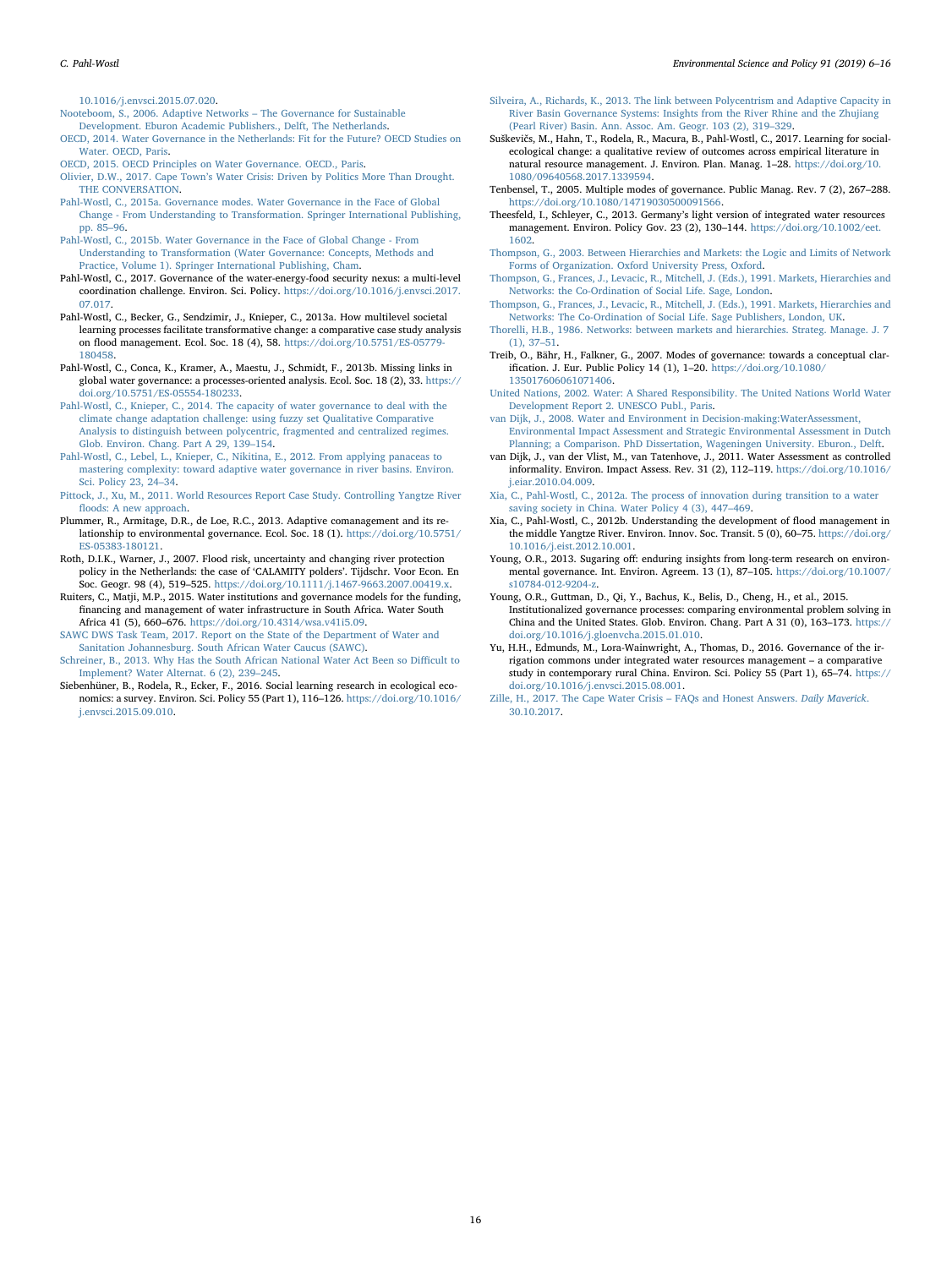10.1016/j.envsci.2015.07.020.

Nooteboom, S., 2006. Adaptive Networks – The Governance for Sustainable Development. Eburon Academic Publishers., Delft, The Netherlands.

OECD, 2014. Water Governance in the Netherlands: Fit for the Future? OECD Studies on Water. OECD, Paris.

OECD, 2015. OECD Principles on Water Governance. OECD., Paris.

Olivier, D.W., 2017. Cape Town's Water Crisis: Driven by Politics More Than Drought. THE CONVERSATION.

Pahl-Wostl, C., 2015a. Governance modes. Water Governance in the Face of Global Change - From Understanding to Transformation. Springer International Publishing, pp. 85–96.

Pahl-Wostl, C., 2015b. Water Governance in the Face of Global Change - From Understanding to Transformation (Water Governance: Concepts, Methods and Practice, Volume 1). Springer International Publishing, Cham.

Pahl-Wostl, C., 2017. Governance of the water-energy-food security nexus: a multi-level coordination challenge. Environ. Sci. Policy. https://doi.org/10.1016/j.envsci.2017.07.017.

Pahl-Wostl, C., Becker, G., Sendzimir, J., Knieper, C., 2013a. How multilevel societal learning processes facilitate transformative change: a comparative case study analysis on flood management. Ecol. Soc. 18 (4), 58. https://doi.org/10.5751/ES-05779-180458.

Pahl-Wostl, C., Conca, K., Kramer, A., Maestu, J., Schmidt, F., 2013b. Missing links in global water governance: a processes-oriented analysis. Ecol. Soc. 18 (2), 33. https://doi.org/10.5751/ES-05554-180233.

Pahl-Wostl, C., Knieper, C., 2014. The capacity of water governance to deal with the climate change adaptation challenge: using fuzzy set Qualitative Comparative Analysis to distinguish between polycentric, fragmented and centralized regimes. Glob. Environ. Chang. Part A 29, 139–154.

Pahl-Wostl, C., Lebel, L., Knieper, C., Nikitina, E., 2012. From applying panaceas to mastering complexity: toward adaptive water governance in river basins. Environ. Sci. Policy 23, 24–34.

Pittock, J., Xu, M., 2011. World Resources Report Case Study. Controlling Yangtze River floods: A new approach.

Plummer, R., Armitage, D.R., de Loe, R.C., 2013. Adaptive comanagement and its relationship to environmental governance. Ecol. Soc. 18 (1). https://doi.org/10.5751/ES-05383-180121.

Roth, D.I.K., Warner, J., 2007. Flood risk, uncertainty and changing river protection policy in the Netherlands: the case of 'CALAMITY polders'. Tijdschr. Voor Econ. En Soc. Geogr. 98 (4), 519–525. https://doi.org/10.1111/j.1467-9663.2007.00419.x.

Ruiters, C., Matji, M.P., 2015. Water institutions and governance models for the funding, financing and management of water infrastructure in South Africa. Water South Africa 41 (5), 660–676. https://doi.org/10.4314/wsa.v41i5.09.

SAWC DWS Task Team, 2017. Report on the State of the Department of Water and Sanitation Johannesburg. South African Water Caucus (SAWC).

Schreiner, B., 2013. Why Has the South African National Water Act Been so Difficult to Implement? Water Alternat. 6 (2), 239–245.

Siebenhüner, B., Rodela, R., Ecker, F., 2016. Social learning research in ecological economics: a survey. Environ. Sci. Policy 55 (Part 1), 116–126. https://doi.org/10.1016/j.envsci.2015.09.010.

Silveira, A., Richards, K., 2013. The link between Polycentrism and Adaptive Capacity in River Basin Governance Systems: Insights from the River Rhine and the Zhujiang (Pearl River) Basin. Ann. Assoc. Am. Geogr. 103 (2), 319–329.

Suškevičs, M., Hahn, T., Rodela, R., Macura, B., Pahl-Wostl, C., 2017. Learning for social-ecological change: a qualitative review of outcomes across empirical literature in natural resource management. J. Environ. Plan. Manag. 1–28. https://doi.org/10.1080/09640568.2017.1339594.

Tenbensel, T., 2005. Multiple modes of governance. Public Manag. Rev. 7 (2), 267–288. https://doi.org/10.1080/14719030500091566.

Theesfeld, I., Schleyer, C., 2013. Germany's light version of integrated water resources management. Environ. Policy Gov. 23 (2), 130–144. https://doi.org/10.1002/eet.1602.

Thompson, G., 2003. Between Hierarchies and Markets: the Logic and Limits of Network Forms of Organization. Oxford University Press, Oxford.

Thompson, G., Frances, J., Levacic, R., Mitchell, J. (Eds.), 1991. Markets, Hierarchies and Networks: the Co-Ordination of Social Life. Sage, London.

Thompson, G., Frances, J., Levacic, R., Mitchell, J. (Eds.), 1991. Markets, Hierarchies and Networks: The Co-Ordination of Social Life. Sage Publishers, London, UK.

Thorelli, H.B., 1986. Networks: between markets and hierarchies. Strateg. Manage. J. 7 (1), 37–51.

Treib, O., Bähr, H., Falkner, G., 2007. Modes of governance: towards a conceptual clarification. J. Eur. Public Policy 14 (1), 1–20. https://doi.org/10.1080/135017606061071406.

United Nations, 2002. Water: A Shared Responsibility. The United Nations World Water Development Report 2. UNESCO Publ., Paris.

van Dijk, J., 2008. Water and Environment in Decision-making:WaterAssessment, Environmental Impact Assessment and Strategic Environmental Assessment in Dutch Planning; a Comparison. PhD Dissertation, Wageningen University. Eburon., Delft.

van Dijk, J., van der Vlist, M., van Tatenhove, J., 2011. Water Assessment as controlled informality. Environ. Impact Assess. Rev. 31 (2), 112–119. https://doi.org/10.1016/j.eiar.2010.04.009.

Xia, C., Pahl-Wostl, C., 2012a. The process of innovation during transition to a water saving society in China. Water Policy 4 (3), 447–469.

Xia, C., Pahl-Wostl, C., 2012b. Understanding the development of flood management in the middle Yangtze River. Environ. Innov. Soc. Transit. 5 (0), 60–75. https://doi.org/10.1016/j.eist.2012.10.001.

Young, O.R., 2013. Sugaring off: enduring insights from long-term research on environmental governance. Int. Environ. Agreem. 13 (1), 87–105. https://doi.org/10.1007/s10784-012-9204-z.

Young, O.R., Guttman, D., Qi, Y., Bachus, K., Belis, D., Cheng, H., et al., 2015. Institutionalized governance processes: comparing environmental problem solving in China and the United States. Glob. Environ. Chang. Part A 31 (0), 163–173. https://doi.org/10.1016/j.gloenvcha.2015.01.010.

Yu, H.H., Edmunds, M., Lora-Wainwright, A., Thomas, D., 2016. Governance of the irrigation commons under integrated water resources management – a comparative study in contemporary rural China. Environ. Sci. Policy 55 (Part 1), 65–74. https://doi.org/10.1016/j.envsci.2015.08.001.

Zille, H., 2017. The Cape Water Crisis – FAQs and Honest Answers. *Daily Maverick*. 30.10.2017.